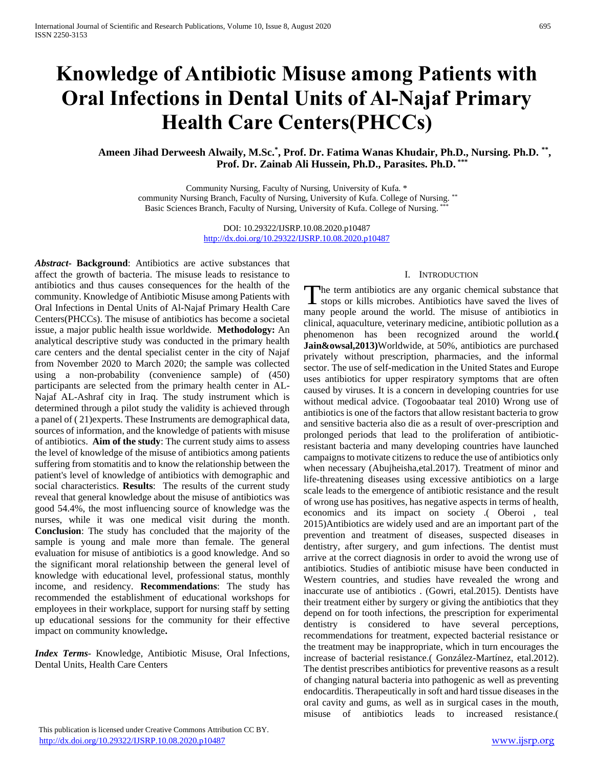# Knowledge of Antibiotic Misuse among Patients with Oral Infections in Dental Units of Al-Najaf Primary Health Care Centers(PHCCs)

**Ameen Jihad Derweesh Alwaily, M.Sc.[*], Prof. Dr. Fatima Wanas Khudair, Ph.D., Nursing. Ph.D. [**], Prof. Dr. Zainab Ali Hussein, Ph.D., Parasites. Ph.D. [***]**

Community Nursing, Faculty of Nursing, University of Kufa. *
community Nursing Branch, Faculty of Nursing, University of Kufa. College of Nursing. **
Basic Sciences Branch, Faculty of Nursing, University of Kufa. College of Nursing. ***

DOI: 10.29322/IJSRP.10.08.2020.p10487
http://dx.doi.org/10.29322/IJSRP.10.08.2020.p10487

***Abstract*- Background**: Antibiotics are active substances that affect the growth of bacteria. The misuse leads to resistance to antibiotics and thus causes consequences for the health of the community. Knowledge of Antibiotic Misuse among Patients with Oral Infections in Dental Units of Al-Najaf Primary Health Care Centers(PHCCs). The misuse of antibiotics has become a societal issue, a major public health issue worldwide. **Methodology:** An analytical descriptive study was conducted in the primary health care centers and the dental specialist center in the city of Najaf from November 2020 to March 2020; the sample was collected using a non-probability (convenience sample) of (450) participants are selected from the primary health center in AL-Najaf AL-Ashraf city in Iraq. The study instrument which is determined through a pilot study the validity is achieved through a panel of ( 21)experts. These Instruments are demographical data, sources of information, and the knowledge of patients with misuse of antibiotics. **Aim of the study**: The current study aims to assess the level of knowledge of the misuse of antibiotics among patients suffering from stomatitis and to know the relationship between the patient's level of knowledge of antibiotics with demographic and social characteristics. **Results**: The results of the current study reveal that general knowledge about the misuse of antibiotics was good 54.4%, the most influencing source of knowledge was the nurses, while it was one medical visit during the month. **Conclusion**: The study has concluded that the majority of the sample is young and male more than female. The general evaluation for misuse of antibiotics is a good knowledge. And so the significant moral relationship between the general level of knowledge with educational level, professional status, monthly income, and residency. **Recommendations**: The study has recommended the establishment of educational workshops for employees in their workplace, support for nursing staff by setting up educational sessions for the community for their effective impact on community knowledge**.**

***Index Terms*-** Knowledge, Antibiotic Misuse, Oral Infections, Dental Units, Health Care Centers

## I. Introduction

The term antibiotics are any organic chemical substance that stops or kills microbes. Antibiotics have saved the lives of many people around the world. The misuse of antibiotics in clinical, aquaculture, veterinary medicine, antibiotic pollution as a phenomenon has been recognized around the world.**( Jain&owsal,2013)**Worldwide, at 50%, antibiotics are purchased privately without prescription, pharmacies, and the informal sector. The use of self-medication in the United States and Europe uses antibiotics for upper respiratory symptoms that are often caused by viruses. It is a concern in developing countries for use without medical advice. (Togoobaatar teal 2010) Wrong use of antibiotics is one of the factors that allow resistant bacteria to grow and sensitive bacteria also die as a result of over-prescription and prolonged periods that lead to the proliferation of antibiotic-resistant bacteria and many developing countries have launched campaigns to motivate citizens to reduce the use of antibiotics only when necessary (Abujheisha,etal.2017). Treatment of minor and life-threatening diseases using excessive antibiotics on a large scale leads to the emergence of antibiotic resistance and the result of wrong use has positives, has negative aspects in terms of health, economics and its impact on society .( Oberoi , teal 2015)Antibiotics are widely used and are an important part of the prevention and treatment of diseases, suspected diseases in dentistry, after surgery, and gum infections. The dentist must arrive at the correct diagnosis in order to avoid the wrong use of antibiotics. Studies of antibiotic misuse have been conducted in Western countries, and studies have revealed the wrong and inaccurate use of antibiotics . (Gowri, etal.2015). Dentists have their treatment either by surgery or giving the antibiotics that they depend on for tooth infections, the prescription for experimental dentistry is considered to have several perceptions, recommendations for treatment, expected bacterial resistance or the treatment may be inappropriate, which in turn encourages the increase of bacterial resistance.( González-Martínez, etal.2012). The dentist prescribes antibiotics for preventive reasons as a result of changing natural bacteria into pathogenic as well as preventing endocarditis. Therapeutically in soft and hard tissue diseases in the oral cavity and gums, as well as in surgical cases in the mouth, misuse of antibiotics leads to increased resistance.(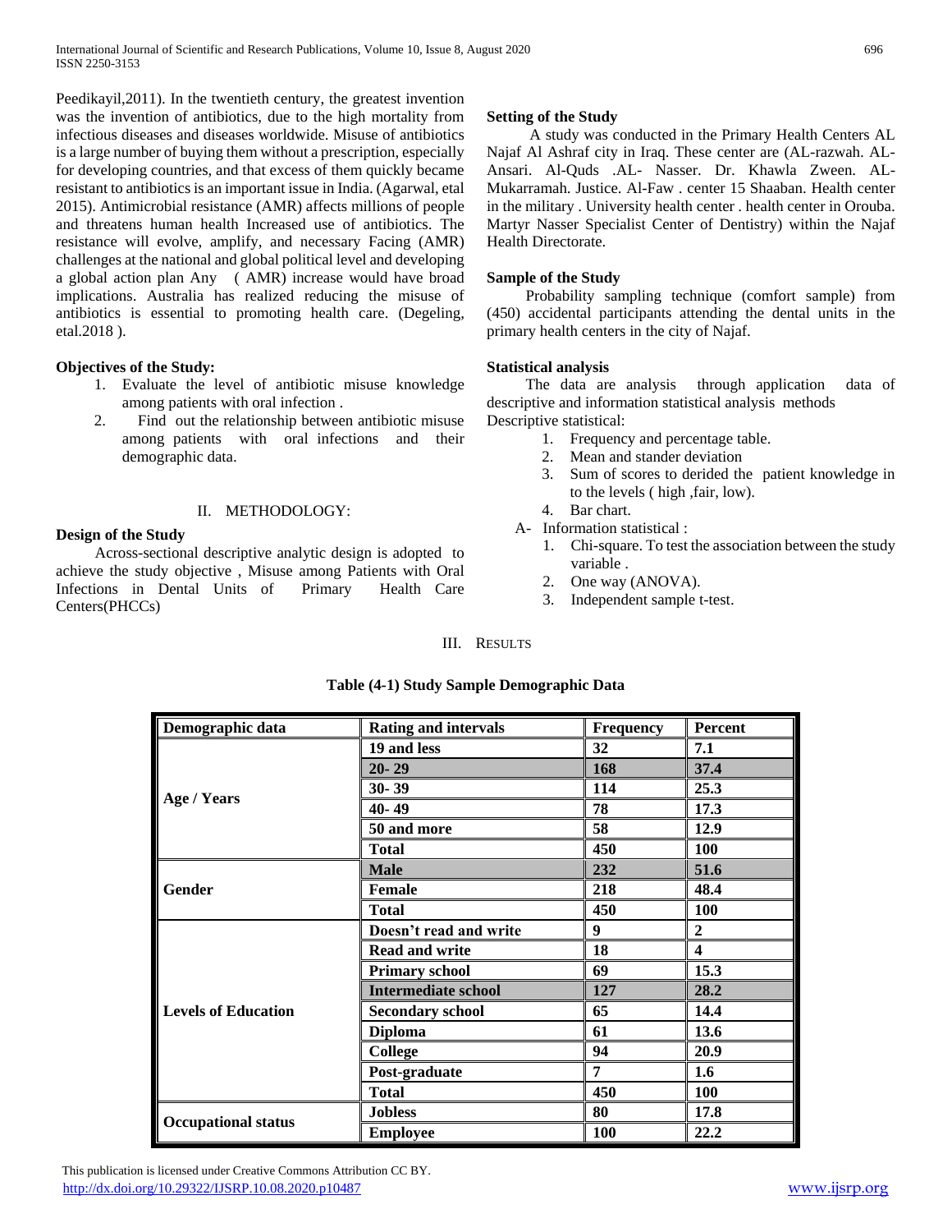Peedikayil,2011). In the twentieth century, the greatest invention was the invention of antibiotics, due to the high mortality from infectious diseases and diseases worldwide. Misuse of antibiotics is a large number of buying them without a prescription, especially for developing countries, and that excess of them quickly became resistant to antibiotics is an important issue in India. (Agarwal, etal 2015). Antimicrobial resistance (AMR) affects millions of people and threatens human health Increased use of antibiotics. The resistance will evolve, amplify, and necessary Facing (AMR) challenges at the national and global political level and developing a global action plan Any ( AMR) increase would have broad implications. Australia has realized reducing the misuse of antibiotics is essential to promoting health care. (Degeling, etal.2018 ).

**Objectives of the Study:**

1. Evaluate the level of antibiotic misuse knowledge among patients with oral infection .
2. Find out the relationship between antibiotic misuse among patients with oral infections and their demographic data.

## II. METHODOLOGY:

**Design of the Study**

Across-sectional descriptive analytic design is adopted to achieve the study objective , Misuse among Patients with Oral Infections in Dental Units of Primary Health Care Centers(PHCCs)

**Setting of the Study**

A study was conducted in the Primary Health Centers AL Najaf Al Ashraf city in Iraq. These center are (AL-razwah. AL-Ansari. Al-Quds .AL- Nasser. Dr. Khawla Zween. AL-Mukarramah. Justice. Al-Faw . center 15 Shaaban. Health center in the military . University health center . health center in Orouba. Martyr Nasser Specialist Center of Dentistry) within the Najaf Health Directorate.

**Sample of the Study**

Probability sampling technique (comfort sample) from (450) accidental participants attending the dental units in the primary health centers in the city of Najaf.

**Statistical analysis**

The data are analysis through application data of descriptive and information statistical analysis methods

Descriptive statistical:

1. Frequency and percentage table.
2. Mean and stander deviation
3. Sum of scores to derided the patient knowledge in to the levels ( high ,fair, low).
4. Bar chart.

A- Information statistical :

1. Chi-square. To test the association between the study variable .
2. One way (ANOVA).
3. Independent sample t-test.

## III. RESULTS

**Table (4-1) Study Sample Demographic Data**

| Demographic data | Rating and intervals | Frequency | Percent |
|---|---|---|---|
| Age / Years | 19 and less | 32 | 7.1 |
| | 20- 29 | 168 | 37.4 |
| | 30- 39 | 114 | 25.3 |
| | 40- 49 | 78 | 17.3 |
| | 50 and more | 58 | 12.9 |
| | Total | 450 | 100 |
| Gender | Male | 232 | 51.6 |
| | Female | 218 | 48.4 |
| | Total | 450 | 100 |
| Levels of Education | Doesn't read and write | 9 | 2 |
| | Read and write | 18 | 4 |
| | Primary school | 69 | 15.3 |
| | Intermediate school | 127 | 28.2 |
| | Secondary school | 65 | 14.4 |
| | Diploma | 61 | 13.6 |
| | College | 94 | 20.9 |
| | Post-graduate | 7 | 1.6 |
| | Total | 450 | 100 |
| Occupational status | Jobless | 80 | 17.8 |
| | Employee | 100 | 22.2 |

This publication is licensed under Creative Commons Attribution CC BY.
http://dx.doi.org/10.29322/IJSRP.10.08.2020.p10487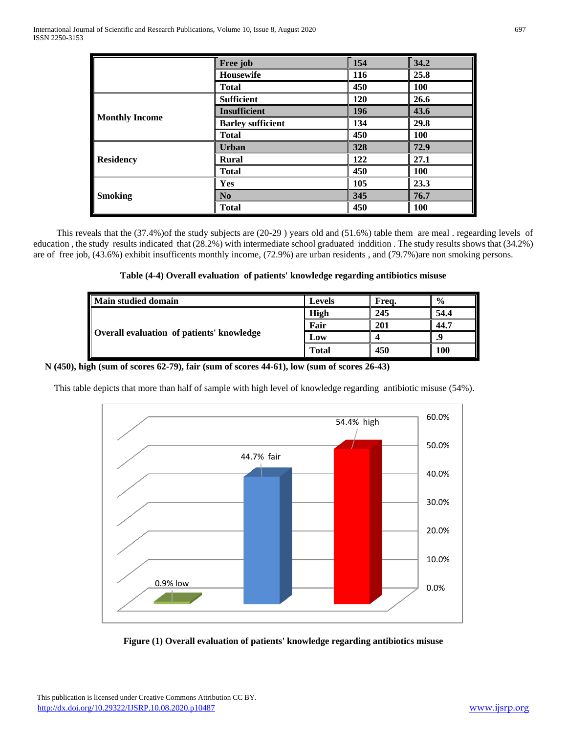|  |  |  |  |
|---|---|---|---|
|  | **Free job** | **154** | **34.2** |
|  | **Housewife** | **116** | **25.8** |
|  | **Total** | **450** | **100** |
| **Monthly Income** | **Sufficient** | **120** | **26.6** |
|  | **Insufficient** | **196** | **43.6** |
|  | **Barley sufficient** | **134** | **29.8** |
|  | **Total** | **450** | **100** |
| **Residency** | **Urban** | **328** | **72.9** |
|  | **Rural** | **122** | **27.1** |
|  | **Total** | **450** | **100** |
| **Smoking** | **Yes** | **105** | **23.3** |
|  | **No** | **345** | **76.7** |
|  | **Total** | **450** | **100** |

This reveals that the (37.4%)of the study subjects are (20-29 ) years old and (51.6%) table them are meal . regearding levels of education , the study results indicated that (28.2%) with intermediate school graduated inddition . The study results shows that (34.2%) are of free job, (43.6%) exhibit insufficents monthly income, (72.9%) are urban residents , and (79.7%)are non smoking persons.

**Table (4-4) Overall evaluation of patients' knowledge regarding antibiotics misuse**

| **Main studied domain** | **Levels** | **Freq.** | **%** |
|---|---|---|---|
| **Overall evaluation of patients' knowledge** | **High** | **245** | **54.4** |
|  | **Fair** | **201** | **44.7** |
|  | **Low** | **4** | **.9** |
|  | **Total** | **450** | **100** |

**N (450), high (sum of scores 62-79), fair (sum of scores 44-61), low (sum of scores 26-43)**

This table depicts that more than half of sample with high level of knowledge regarding antibiotic misuse (54%).

**Figure (1) Overall evaluation of patients' knowledge regarding antibiotics misuse**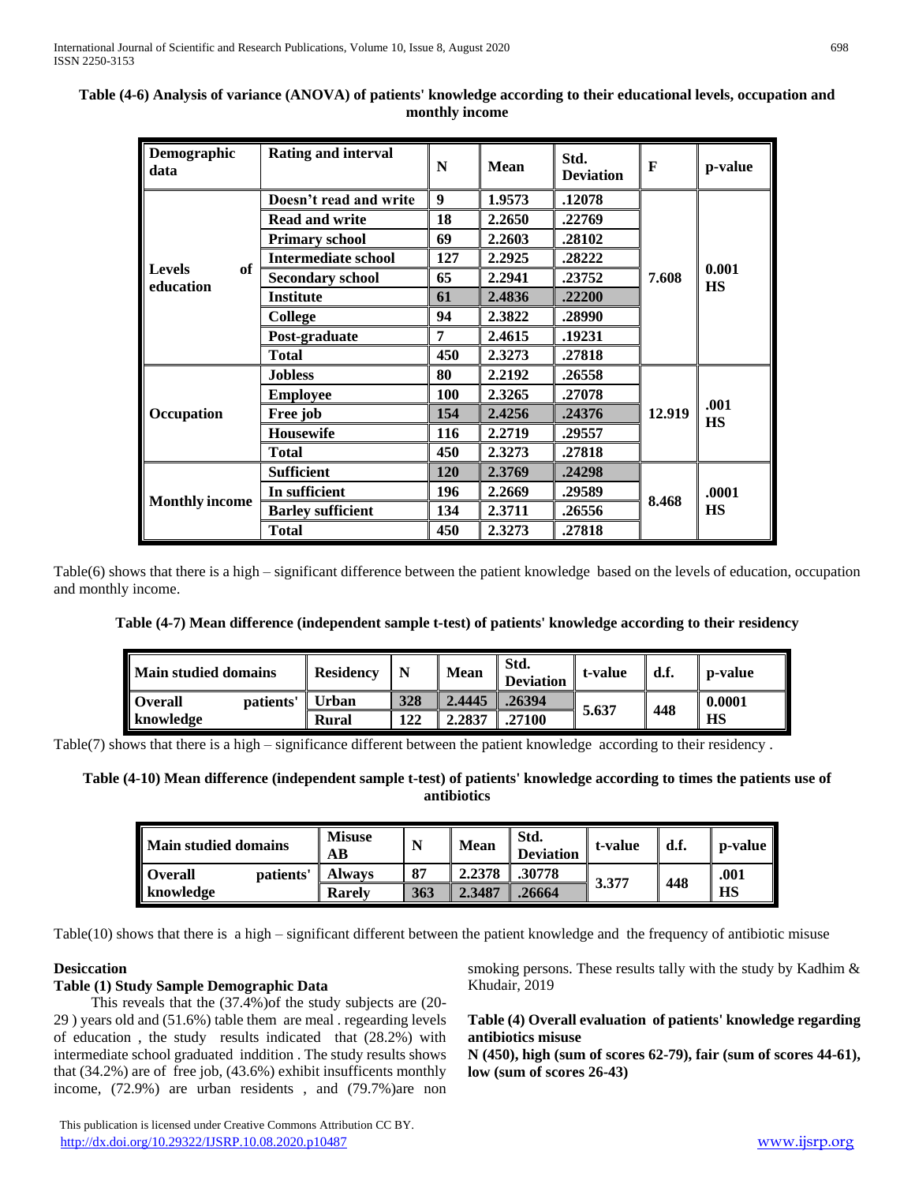**Table (4-6) Analysis of variance (ANOVA) of patients' knowledge according to their educational levels, occupation and monthly income**

| Demographic data | Rating and interval | N | Mean | Std. Deviation | F | p-value |
|---|---|---|---|---|---|---|
| Levels of education | Doesn't read and write | 9 | 1.9573 | .12078 | 7.608 | 0.001 HS |
| | Read and write | 18 | 2.2650 | .22769 | | |
| | Primary school | 69 | 2.2603 | .28102 | | |
| | Intermediate school | 127 | 2.2925 | .28222 | | |
| | Secondary school | 65 | 2.2941 | .23752 | | |
| | Institute | 61 | 2.4836 | .22200 | | |
| | College | 94 | 2.3822 | .28990 | | |
| | Post-graduate | 7 | 2.4615 | .19231 | | |
| | Total | 450 | 2.3273 | .27818 | | |
| Occupation | Jobless | 80 | 2.2192 | .26558 | 12.919 | .001 HS |
| | Employee | 100 | 2.3265 | .27078 | | |
| | Free job | 154 | 2.4256 | .24376 | | |
| | Housewife | 116 | 2.2719 | .29557 | | |
| | Total | 450 | 2.3273 | .27818 | | |
| Monthly income | Sufficient | 120 | 2.3769 | .24298 | 8.468 | .0001 HS |
| | In sufficient | 196 | 2.2669 | .29589 | | |
| | Barley sufficient | 134 | 2.3711 | .26556 | | |
| | Total | 450 | 2.3273 | .27818 | | |

Table(6) shows that there is a high – significant difference between the patient knowledge based on the levels of education, occupation and monthly income.

**Table (4-7) Mean difference (independent sample t-test) of patients' knowledge according to their residency**

| Main studied domains | Residency | N | Mean | Std. Deviation | t-value | d.f. | p-value |
|---|---|---|---|---|---|---|---|
| Overall patients' knowledge | Urban | 328 | 2.4445 | .26394 | 5.637 | 448 | 0.0001 HS |
| | Rural | 122 | 2.2837 | .27100 | | | |

Table(7) shows that there is a high – significance different between the patient knowledge according to their residency .

**Table (4-10) Mean difference (independent sample t-test) of patients' knowledge according to times the patients use of antibiotics**

| Main studied domains | Misuse AB | N | Mean | Std. Deviation | t-value | d.f. | p-value |
|---|---|---|---|---|---|---|---|
| Overall patients' knowledge | Always | 87 | 2.2378 | .30778 | 3.377 | 448 | .001 HS |
| | Rarely | 363 | 2.3487 | .26664 | | | |

Table(10) shows that there is a high – significant different between the patient knowledge and the frequency of antibiotic misuse

**Desiccation**

**Table (1) Study Sample Demographic Data**

This reveals that the (37.4%)of the study subjects are (20-29 ) years old and (51.6%) table them are meal . regearding levels of education , the study results indicated that (28.2%) with intermediate school graduated inddition . The study results shows that (34.2%) are of free job, (43.6%) exhibit insufficents monthly income, (72.9%) are urban residents , and (79.7%)are non smoking persons. These results tally with the study by Kadhim & Khudair, 2019

**Table (4) Overall evaluation of patients' knowledge regarding antibiotics misuse**

**N (450), high (sum of scores 62-79), fair (sum of scores 44-61), low (sum of scores 26-43)**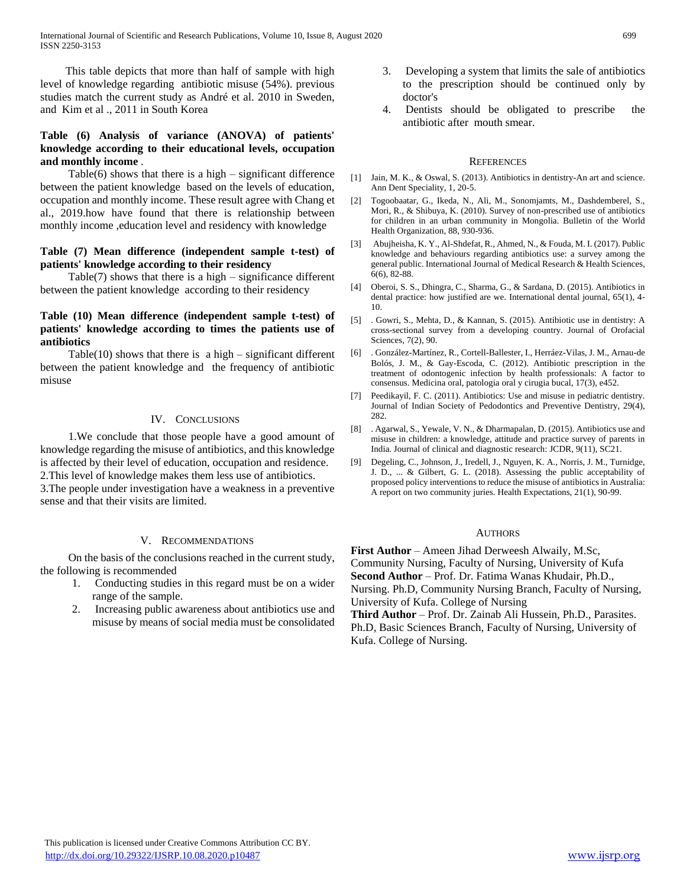This table depicts that more than half of sample with high level of knowledge regarding antibiotic misuse (54%). previous studies match the current study as André et al. 2010 in Sweden, and Kim et al ., 2011 in South Korea

**Table (6) Analysis of variance (ANOVA) of patients' knowledge according to their educational levels, occupation and monthly income** .

Table(6) shows that there is a high – significant difference between the patient knowledge based on the levels of education, occupation and monthly income. These result agree with Chang et al., 2019.how have found that there is relationship between monthly income ,education level and residency with knowledge

**Table (7) Mean difference (independent sample t-test) of patients' knowledge according to their residency**

Table(7) shows that there is a high – significance different between the patient knowledge according to their residency

**Table (10) Mean difference (independent sample t-test) of patients' knowledge according to times the patients use of antibiotics**

Table(10) shows that there is a high – significant different between the patient knowledge and the frequency of antibiotic misuse

## IV. Conclusions

1.We conclude that those people have a good amount of knowledge regarding the misuse of antibiotics, and this knowledge is affected by their level of education, occupation and residence.
2.This level of knowledge makes them less use of antibiotics.
3.The people under investigation have a weakness in a preventive sense and that their visits are limited.

## V. Recommendations

On the basis of the conclusions reached in the current study, the following is recommended

1. Conducting studies in this regard must be on a wider range of the sample.
2. Increasing public awareness about antibiotics use and misuse by means of social media must be consolidated
3. Developing a system that limits the sale of antibiotics to the prescription should be continued only by doctor's
4. Dentists should be obligated to prescribe the antibiotic after mouth smear.

## References

[1] Jain, M. K., & Oswal, S. (2013). Antibiotics in dentistry-An art and science. Ann Dent Speciality, 1, 20-5.

[2] Togoobaatar, G., Ikeda, N., Ali, M., Sonomjamts, M., Dashdemberel, S., Mori, R., & Shibuya, K. (2010). Survey of non-prescribed use of antibiotics for children in an urban community in Mongolia. Bulletin of the World Health Organization, 88, 930-936.

[3] Abujheisha, K. Y., Al-Shdefat, R., Ahmed, N., & Fouda, M. I. (2017). Public knowledge and behaviours regarding antibiotics use: a survey among the general public. International Journal of Medical Research & Health Sciences, 6(6), 82-88.

[4] Oberoi, S. S., Dhingra, C., Sharma, G., & Sardana, D. (2015). Antibiotics in dental practice: how justified are we. International dental journal, 65(1), 4-10.

[5] . Gowri, S., Mehta, D., & Kannan, S. (2015). Antibiotic use in dentistry: A cross-sectional survey from a developing country. Journal of Orofacial Sciences, 7(2), 90.

[6] . González-Martínez, R., Cortell-Ballester, I., Herráez-Vilas, J. M., Arnau-de Bolós, J. M., & Gay-Escoda, C. (2012). Antibiotic prescription in the treatment of odontogenic infection by health professionals: A factor to consensus. Medicina oral, patologia oral y cirugia bucal, 17(3), e452.

[7] Peedikayil, F. C. (2011). Antibiotics: Use and misuse in pediatric dentistry. Journal of Indian Society of Pedodontics and Preventive Dentistry, 29(4), 282.

[8] . Agarwal, S., Yewale, V. N., & Dharmapalan, D. (2015). Antibiotics use and misuse in children: a knowledge, attitude and practice survey of parents in India. Journal of clinical and diagnostic research: JCDR, 9(11), SC21.

[9] Degeling, C., Johnson, J., Iredell, J., Nguyen, K. A., Norris, J. M., Turnidge, J. D., ... & Gilbert, G. L. (2018). Assessing the public acceptability of proposed policy interventions to reduce the misuse of antibiotics in Australia: A report on two community juries. Health Expectations, 21(1), 90-99.

## Authors

**First Author** – Ameen Jihad Derweesh Alwaily, M.Sc, Community Nursing, Faculty of Nursing, University of Kufa
**Second Author** – Prof. Dr. Fatima Wanas Khudair, Ph.D., Nursing. Ph.D, Community Nursing Branch, Faculty of Nursing, University of Kufa. College of Nursing
**Third Author** – Prof. Dr. Zainab Ali Hussein, Ph.D., Parasites. Ph.D, Basic Sciences Branch, Faculty of Nursing, University of Kufa. College of Nursing.